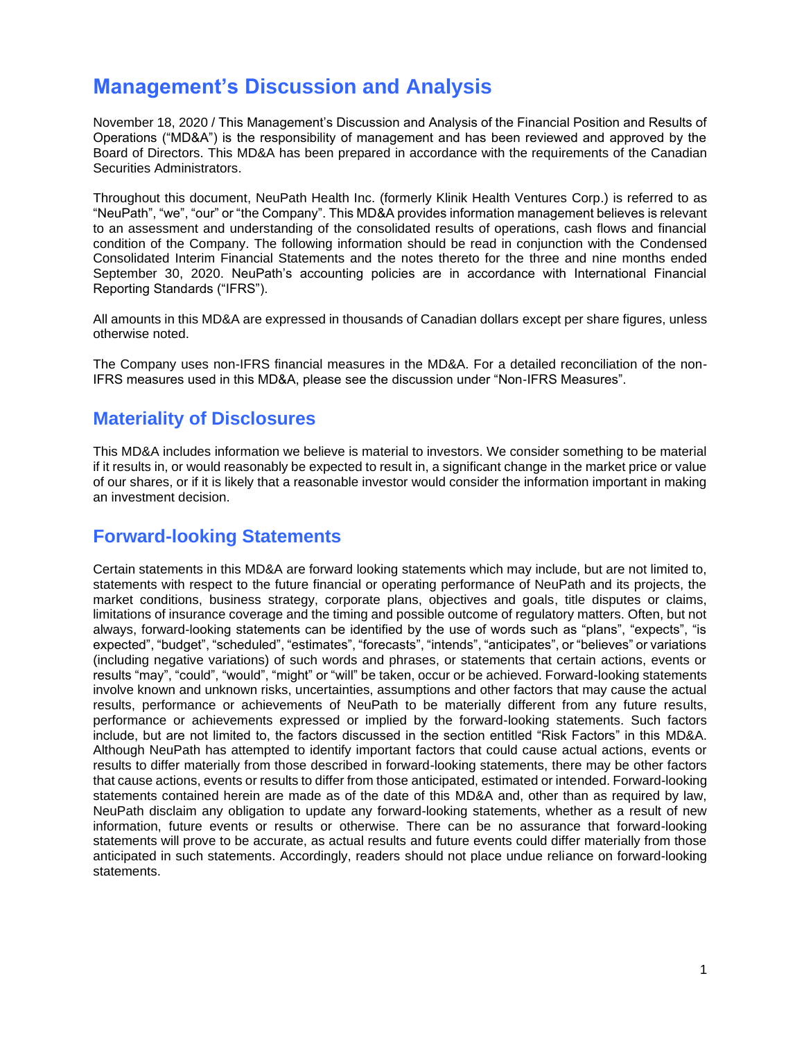# Management's Discussion and Analysis

November 18, 2020 / This Management's Discussion and Analysis of the Financial Position and Results of Operations ("MD&A") is the responsibility of management and has been reviewed and approved by the Board of Directors. This MD&A has been prepared in accordance with the requirements of the Canadian Securities Administrators.

Throughout this document, NeuPath Health Inc. (formerly Klinik Health Ventures Corp.) is referred to as "NeuPath", "we", "our" or "the Company". This MD&A provides information management believes is relevant to an assessment and understanding of the consolidated results of operations, cash flows and financial condition of the Company. The following information should be read in conjunction with the Condensed Consolidated Interim Financial Statements and the notes thereto for the three and nine months ended September 30, 2020. NeuPath's accounting policies are in accordance with International Financial Reporting Standards ("IFRS").

All amounts in this MD&A are expressed in thousands of Canadian dollars except per share figures, unless otherwise noted.

The Company uses non-IFRS financial measures in the MD&A. For a detailed reconciliation of the non-IFRS measures used in this MD&A, please see the discussion under "Non-IFRS Measures".

## Materiality of Disclosures

This MD&A includes information we believe is material to investors. We consider something to be material if it results in, or would reasonably be expected to result in, a significant change in the market price or value of our shares, or if it is likely that a reasonable investor would consider the information important in making an investment decision.

## Forward-looking Statements

Certain statements in this MD&A are forward looking statements which may include, but are not limited to, statements with respect to the future financial or operating performance of NeuPath and its projects, the market conditions, business strategy, corporate plans, objectives and goals, title disputes or claims, limitations of insurance coverage and the timing and possible outcome of regulatory matters. Often, but not always, forward-looking statements can be identified by the use of words such as "plans", "expects", "is expected", "budget", "scheduled", "estimates", "forecasts", "intends", "anticipates", or "believes" or variations (including negative variations) of such words and phrases, or statements that certain actions, events or results "may", "could", "would", "might" or "will" be taken, occur or be achieved. Forward-looking statements involve known and unknown risks, uncertainties, assumptions and other factors that may cause the actual results, performance or achievements of NeuPath to be materially different from any future results, performance or achievements expressed or implied by the forward-looking statements. Such factors include, but are not limited to, the factors discussed in the section entitled "Risk Factors" in this MD&A. Although NeuPath has attempted to identify important factors that could cause actual actions, events or results to differ materially from those described in forward-looking statements, there may be other factors that cause actions, events or results to differ from those anticipated, estimated or intended. Forward-looking statements contained herein are made as of the date of this MD&A and, other than as required by law, NeuPath disclaim any obligation to update any forward-looking statements, whether as a result of new information, future events or results or otherwise. There can be no assurance that forward-looking statements will prove to be accurate, as actual results and future events could differ materially from those anticipated in such statements. Accordingly, readers should not place undue reliance on forward-looking statements.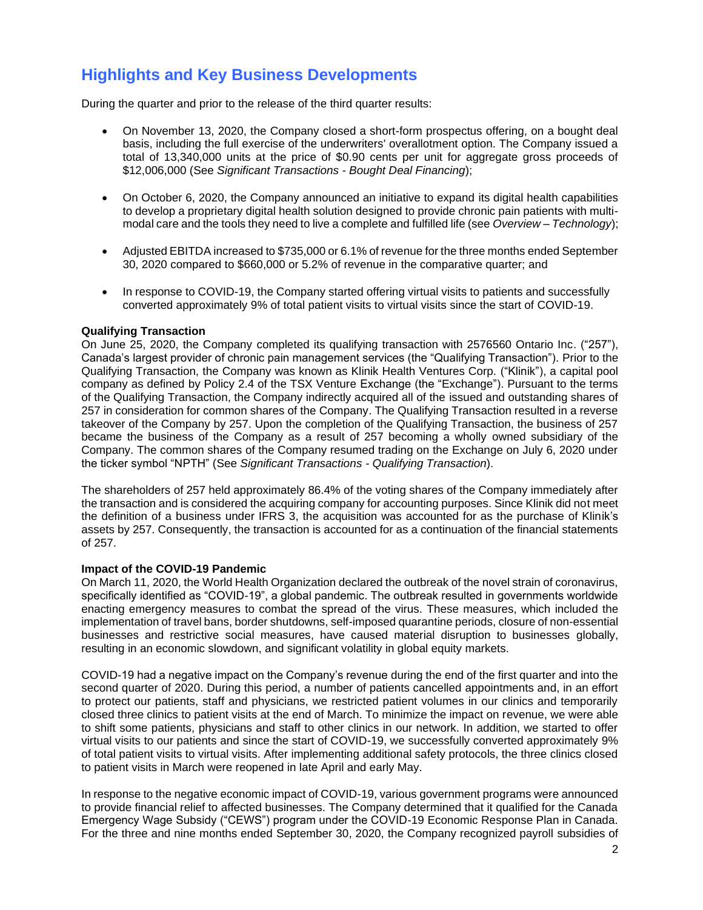## Highlights and Key Business Developments

During the quarter and prior to the release of the third quarter results:

- On November 13, 2020, the Company closed a short-form prospectus offering, on a bought deal basis, including the full exercise of the underwriters' overallotment option. The Company issued a total of 13,340,000 units at the price of $0.90 cents per unit for aggregate gross proceeds of $12,006,000 (See *Significant Transactions - Bought Deal Financing*);
- On October 6, 2020, the Company announced an initiative to expand its digital health capabilities to develop a proprietary digital health solution designed to provide chronic pain patients with multi-modal care and the tools they need to live a complete and fulfilled life (see *Overview – Technology*);
- Adjusted EBITDA increased to $735,000 or 6.1% of revenue for the three months ended September 30, 2020 compared to $660,000 or 5.2% of revenue in the comparative quarter; and
- In response to COVID-19, the Company started offering virtual visits to patients and successfully converted approximately 9% of total patient visits to virtual visits since the start of COVID-19.

**Qualifying Transaction**

On June 25, 2020, the Company completed its qualifying transaction with 2576560 Ontario Inc. ("257"), Canada's largest provider of chronic pain management services (the "Qualifying Transaction"). Prior to the Qualifying Transaction, the Company was known as Klinik Health Ventures Corp. ("Klinik"), a capital pool company as defined by Policy 2.4 of the TSX Venture Exchange (the "Exchange"). Pursuant to the terms of the Qualifying Transaction, the Company indirectly acquired all of the issued and outstanding shares of 257 in consideration for common shares of the Company. The Qualifying Transaction resulted in a reverse takeover of the Company by 257. Upon the completion of the Qualifying Transaction, the business of 257 became the business of the Company as a result of 257 becoming a wholly owned subsidiary of the Company. The common shares of the Company resumed trading on the Exchange on July 6, 2020 under the ticker symbol "NPTH" (See *Significant Transactions - Qualifying Transaction*).

The shareholders of 257 held approximately 86.4% of the voting shares of the Company immediately after the transaction and is considered the acquiring company for accounting purposes. Since Klinik did not meet the definition of a business under IFRS 3, the acquisition was accounted for as the purchase of Klinik's assets by 257. Consequently, the transaction is accounted for as a continuation of the financial statements of 257.

**Impact of the COVID-19 Pandemic**

On March 11, 2020, the World Health Organization declared the outbreak of the novel strain of coronavirus, specifically identified as "COVID-19", a global pandemic. The outbreak resulted in governments worldwide enacting emergency measures to combat the spread of the virus. These measures, which included the implementation of travel bans, border shutdowns, self-imposed quarantine periods, closure of non-essential businesses and restrictive social measures, have caused material disruption to businesses globally, resulting in an economic slowdown, and significant volatility in global equity markets.

COVID-19 had a negative impact on the Company's revenue during the end of the first quarter and into the second quarter of 2020. During this period, a number of patients cancelled appointments and, in an effort to protect our patients, staff and physicians, we restricted patient volumes in our clinics and temporarily closed three clinics to patient visits at the end of March. To minimize the impact on revenue, we were able to shift some patients, physicians and staff to other clinics in our network. In addition, we started to offer virtual visits to our patients and since the start of COVID-19, we successfully converted approximately 9% of total patient visits to virtual visits. After implementing additional safety protocols, the three clinics closed to patient visits in March were reopened in late April and early May.

In response to the negative economic impact of COVID-19, various government programs were announced to provide financial relief to affected businesses. The Company determined that it qualified for the Canada Emergency Wage Subsidy ("CEWS") program under the COVID-19 Economic Response Plan in Canada. For the three and nine months ended September 30, 2020, the Company recognized payroll subsidies of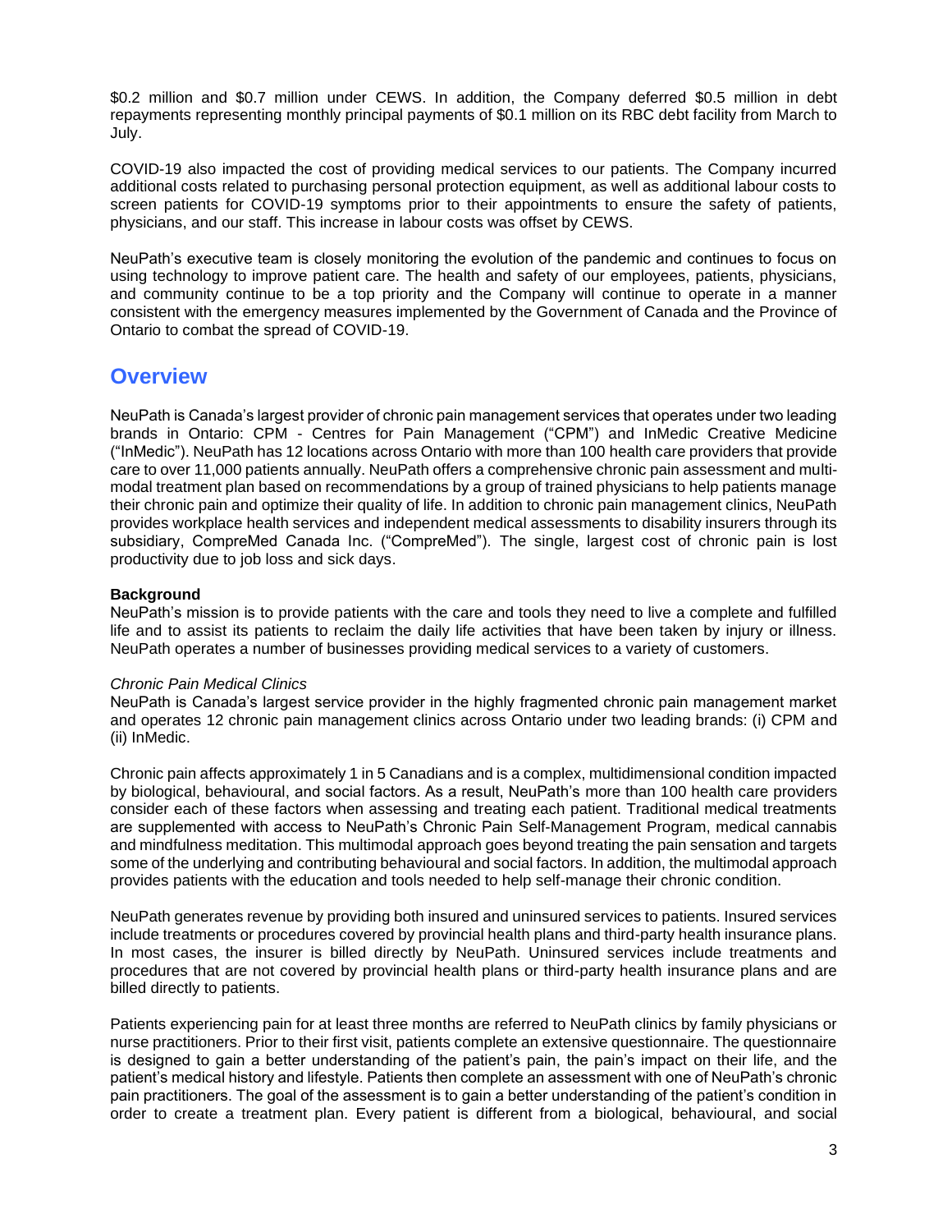$0.2 million and $0.7 million under CEWS. In addition, the Company deferred $0.5 million in debt repayments representing monthly principal payments of $0.1 million on its RBC debt facility from March to July.

COVID-19 also impacted the cost of providing medical services to our patients. The Company incurred additional costs related to purchasing personal protection equipment, as well as additional labour costs to screen patients for COVID-19 symptoms prior to their appointments to ensure the safety of patients, physicians, and our staff. This increase in labour costs was offset by CEWS.

NeuPath's executive team is closely monitoring the evolution of the pandemic and continues to focus on using technology to improve patient care. The health and safety of our employees, patients, physicians, and community continue to be a top priority and the Company will continue to operate in a manner consistent with the emergency measures implemented by the Government of Canada and the Province of Ontario to combat the spread of COVID-19.

## Overview

NeuPath is Canada's largest provider of chronic pain management services that operates under two leading brands in Ontario: CPM - Centres for Pain Management ("CPM") and InMedic Creative Medicine ("InMedic"). NeuPath has 12 locations across Ontario with more than 100 health care providers that provide care to over 11,000 patients annually. NeuPath offers a comprehensive chronic pain assessment and multi-modal treatment plan based on recommendations by a group of trained physicians to help patients manage their chronic pain and optimize their quality of life. In addition to chronic pain management clinics, NeuPath provides workplace health services and independent medical assessments to disability insurers through its subsidiary, CompreMed Canada Inc. ("CompreMed"). The single, largest cost of chronic pain is lost productivity due to job loss and sick days.

**Background**

NeuPath's mission is to provide patients with the care and tools they need to live a complete and fulfilled life and to assist its patients to reclaim the daily life activities that have been taken by injury or illness. NeuPath operates a number of businesses providing medical services to a variety of customers.

*Chronic Pain Medical Clinics*

NeuPath is Canada's largest service provider in the highly fragmented chronic pain management market and operates 12 chronic pain management clinics across Ontario under two leading brands: (i) CPM and (ii) InMedic.

Chronic pain affects approximately 1 in 5 Canadians and is a complex, multidimensional condition impacted by biological, behavioural, and social factors. As a result, NeuPath's more than 100 health care providers consider each of these factors when assessing and treating each patient. Traditional medical treatments are supplemented with access to NeuPath's Chronic Pain Self-Management Program, medical cannabis and mindfulness meditation. This multimodal approach goes beyond treating the pain sensation and targets some of the underlying and contributing behavioural and social factors. In addition, the multimodal approach provides patients with the education and tools needed to help self-manage their chronic condition.

NeuPath generates revenue by providing both insured and uninsured services to patients. Insured services include treatments or procedures covered by provincial health plans and third-party health insurance plans. In most cases, the insurer is billed directly by NeuPath. Uninsured services include treatments and procedures that are not covered by provincial health plans or third-party health insurance plans and are billed directly to patients.

Patients experiencing pain for at least three months are referred to NeuPath clinics by family physicians or nurse practitioners. Prior to their first visit, patients complete an extensive questionnaire. The questionnaire is designed to gain a better understanding of the patient's pain, the pain's impact on their life, and the patient's medical history and lifestyle. Patients then complete an assessment with one of NeuPath's chronic pain practitioners. The goal of the assessment is to gain a better understanding of the patient's condition in order to create a treatment plan. Every patient is different from a biological, behavioural, and social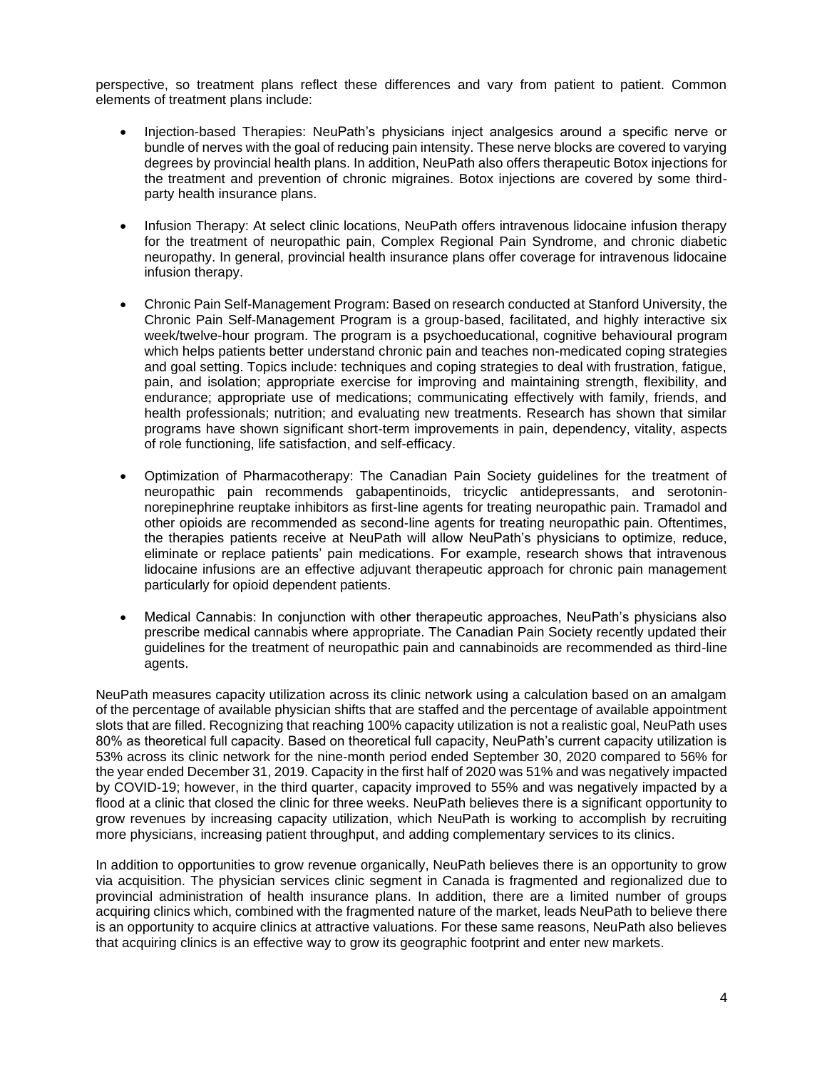perspective, so treatment plans reflect these differences and vary from patient to patient. Common elements of treatment plans include:

- Injection-based Therapies: NeuPath's physicians inject analgesics around a specific nerve or bundle of nerves with the goal of reducing pain intensity. These nerve blocks are covered to varying degrees by provincial health plans. In addition, NeuPath also offers therapeutic Botox injections for the treatment and prevention of chronic migraines. Botox injections are covered by some third-party health insurance plans.

- Infusion Therapy: At select clinic locations, NeuPath offers intravenous lidocaine infusion therapy for the treatment of neuropathic pain, Complex Regional Pain Syndrome, and chronic diabetic neuropathy. In general, provincial health insurance plans offer coverage for intravenous lidocaine infusion therapy.

- Chronic Pain Self-Management Program: Based on research conducted at Stanford University, the Chronic Pain Self-Management Program is a group-based, facilitated, and highly interactive six week/twelve-hour program. The program is a psychoeducational, cognitive behavioural program which helps patients better understand chronic pain and teaches non-medicated coping strategies and goal setting. Topics include: techniques and coping strategies to deal with frustration, fatigue, pain, and isolation; appropriate exercise for improving and maintaining strength, flexibility, and endurance; appropriate use of medications; communicating effectively with family, friends, and health professionals; nutrition; and evaluating new treatments. Research has shown that similar programs have shown significant short-term improvements in pain, dependency, vitality, aspects of role functioning, life satisfaction, and self-efficacy.

- Optimization of Pharmacotherapy: The Canadian Pain Society guidelines for the treatment of neuropathic pain recommends gabapentinoids, tricyclic antidepressants, and serotonin-norepinephrine reuptake inhibitors as first-line agents for treating neuropathic pain. Tramadol and other opioids are recommended as second-line agents for treating neuropathic pain. Oftentimes, the therapies patients receive at NeuPath will allow NeuPath's physicians to optimize, reduce, eliminate or replace patients' pain medications. For example, research shows that intravenous lidocaine infusions are an effective adjuvant therapeutic approach for chronic pain management particularly for opioid dependent patients.

- Medical Cannabis: In conjunction with other therapeutic approaches, NeuPath's physicians also prescribe medical cannabis where appropriate. The Canadian Pain Society recently updated their guidelines for the treatment of neuropathic pain and cannabinoids are recommended as third-line agents.

NeuPath measures capacity utilization across its clinic network using a calculation based on an amalgam of the percentage of available physician shifts that are staffed and the percentage of available appointment slots that are filled. Recognizing that reaching 100% capacity utilization is not a realistic goal, NeuPath uses 80% as theoretical full capacity. Based on theoretical full capacity, NeuPath's current capacity utilization is 53% across its clinic network for the nine-month period ended September 30, 2020 compared to 56% for the year ended December 31, 2019. Capacity in the first half of 2020 was 51% and was negatively impacted by COVID-19; however, in the third quarter, capacity improved to 55% and was negatively impacted by a flood at a clinic that closed the clinic for three weeks. NeuPath believes there is a significant opportunity to grow revenues by increasing capacity utilization, which NeuPath is working to accomplish by recruiting more physicians, increasing patient throughput, and adding complementary services to its clinics.

In addition to opportunities to grow revenue organically, NeuPath believes there is an opportunity to grow via acquisition. The physician services clinic segment in Canada is fragmented and regionalized due to provincial administration of health insurance plans. In addition, there are a limited number of groups acquiring clinics which, combined with the fragmented nature of the market, leads NeuPath to believe there is an opportunity to acquire clinics at attractive valuations. For these same reasons, NeuPath also believes that acquiring clinics is an effective way to grow its geographic footprint and enter new markets.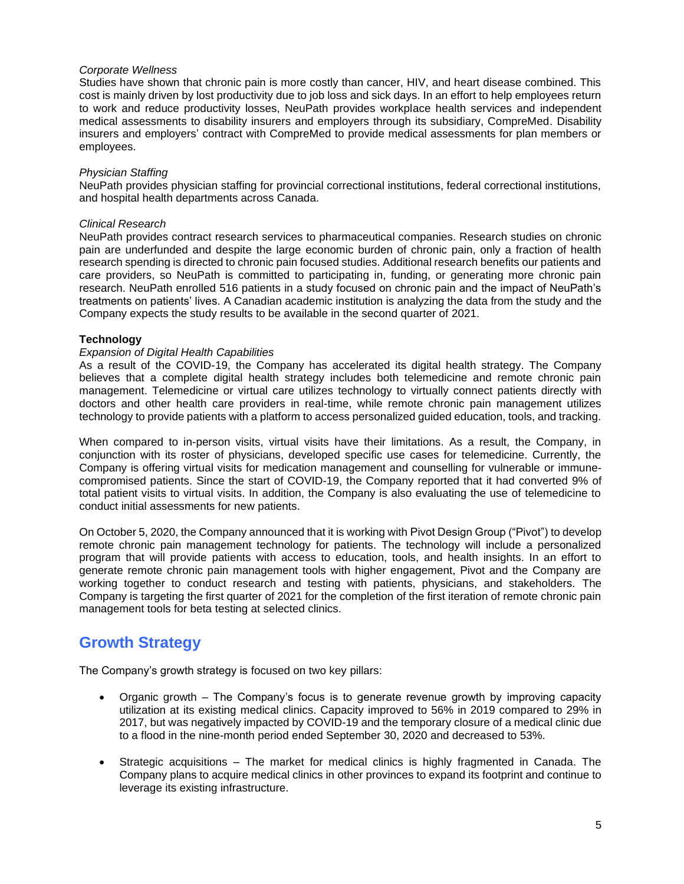*Corporate Wellness*

Studies have shown that chronic pain is more costly than cancer, HIV, and heart disease combined. This cost is mainly driven by lost productivity due to job loss and sick days. In an effort to help employees return to work and reduce productivity losses, NeuPath provides workplace health services and independent medical assessments to disability insurers and employers through its subsidiary, CompreMed. Disability insurers and employers' contract with CompreMed to provide medical assessments for plan members or employees.

*Physician Staffing*

NeuPath provides physician staffing for provincial correctional institutions, federal correctional institutions, and hospital health departments across Canada.

*Clinical Research*

NeuPath provides contract research services to pharmaceutical companies. Research studies on chronic pain are underfunded and despite the large economic burden of chronic pain, only a fraction of health research spending is directed to chronic pain focused studies. Additional research benefits our patients and care providers, so NeuPath is committed to participating in, funding, or generating more chronic pain research. NeuPath enrolled 516 patients in a study focused on chronic pain and the impact of NeuPath's treatments on patients' lives. A Canadian academic institution is analyzing the data from the study and the Company expects the study results to be available in the second quarter of 2021.

**Technology**

*Expansion of Digital Health Capabilities*

As a result of the COVID-19, the Company has accelerated its digital health strategy. The Company believes that a complete digital health strategy includes both telemedicine and remote chronic pain management. Telemedicine or virtual care utilizes technology to virtually connect patients directly with doctors and other health care providers in real-time, while remote chronic pain management utilizes technology to provide patients with a platform to access personalized guided education, tools, and tracking.

When compared to in-person visits, virtual visits have their limitations. As a result, the Company, in conjunction with its roster of physicians, developed specific use cases for telemedicine. Currently, the Company is offering virtual visits for medication management and counselling for vulnerable or immune-compromised patients. Since the start of COVID-19, the Company reported that it had converted 9% of total patient visits to virtual visits. In addition, the Company is also evaluating the use of telemedicine to conduct initial assessments for new patients.

On October 5, 2020, the Company announced that it is working with Pivot Design Group ("Pivot") to develop remote chronic pain management technology for patients. The technology will include a personalized program that will provide patients with access to education, tools, and health insights. In an effort to generate remote chronic pain management tools with higher engagement, Pivot and the Company are working together to conduct research and testing with patients, physicians, and stakeholders. The Company is targeting the first quarter of 2021 for the completion of the first iteration of remote chronic pain management tools for beta testing at selected clinics.

## Growth Strategy

The Company's growth strategy is focused on two key pillars:

- Organic growth – The Company's focus is to generate revenue growth by improving capacity utilization at its existing medical clinics. Capacity improved to 56% in 2019 compared to 29% in 2017, but was negatively impacted by COVID-19 and the temporary closure of a medical clinic due to a flood in the nine-month period ended September 30, 2020 and decreased to 53%.
- Strategic acquisitions – The market for medical clinics is highly fragmented in Canada. The Company plans to acquire medical clinics in other provinces to expand its footprint and continue to leverage its existing infrastructure.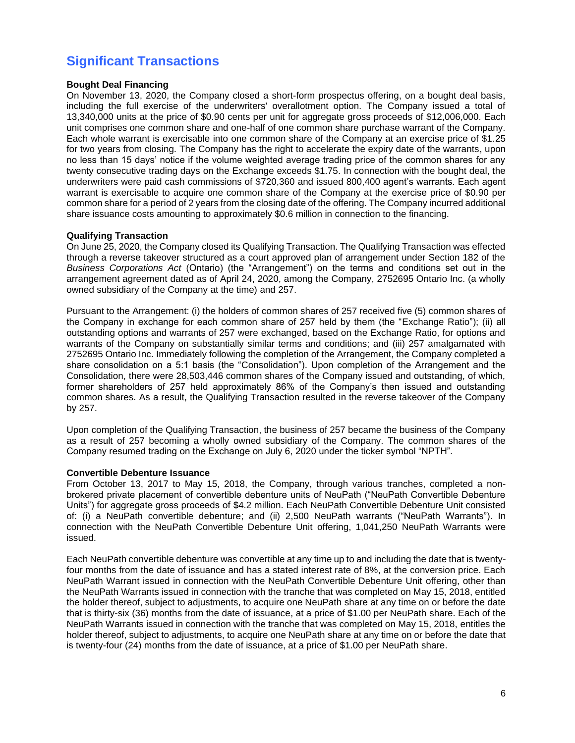## Significant Transactions

**Bought Deal Financing**

On November 13, 2020, the Company closed a short-form prospectus offering, on a bought deal basis, including the full exercise of the underwriters' overallotment option. The Company issued a total of 13,340,000 units at the price of $0.90 cents per unit for aggregate gross proceeds of $12,006,000. Each unit comprises one common share and one-half of one common share purchase warrant of the Company. Each whole warrant is exercisable into one common share of the Company at an exercise price of $1.25 for two years from closing. The Company has the right to accelerate the expiry date of the warrants, upon no less than 15 days' notice if the volume weighted average trading price of the common shares for any twenty consecutive trading days on the Exchange exceeds $1.75. In connection with the bought deal, the underwriters were paid cash commissions of $720,360 and issued 800,400 agent's warrants. Each agent warrant is exercisable to acquire one common share of the Company at the exercise price of $0.90 per common share for a period of 2 years from the closing date of the offering. The Company incurred additional share issuance costs amounting to approximately $0.6 million in connection to the financing.

**Qualifying Transaction**

On June 25, 2020, the Company closed its Qualifying Transaction. The Qualifying Transaction was effected through a reverse takeover structured as a court approved plan of arrangement under Section 182 of the *Business Corporations Act* (Ontario) (the "Arrangement") on the terms and conditions set out in the arrangement agreement dated as of April 24, 2020, among the Company, 2752695 Ontario Inc. (a wholly owned subsidiary of the Company at the time) and 257.

Pursuant to the Arrangement: (i) the holders of common shares of 257 received five (5) common shares of the Company in exchange for each common share of 257 held by them (the "Exchange Ratio"); (ii) all outstanding options and warrants of 257 were exchanged, based on the Exchange Ratio, for options and warrants of the Company on substantially similar terms and conditions; and (iii) 257 amalgamated with 2752695 Ontario Inc. Immediately following the completion of the Arrangement, the Company completed a share consolidation on a 5:1 basis (the "Consolidation"). Upon completion of the Arrangement and the Consolidation, there were 28,503,446 common shares of the Company issued and outstanding, of which, former shareholders of 257 held approximately 86% of the Company's then issued and outstanding common shares. As a result, the Qualifying Transaction resulted in the reverse takeover of the Company by 257.

Upon completion of the Qualifying Transaction, the business of 257 became the business of the Company as a result of 257 becoming a wholly owned subsidiary of the Company. The common shares of the Company resumed trading on the Exchange on July 6, 2020 under the ticker symbol "NPTH".

**Convertible Debenture Issuance**

From October 13, 2017 to May 15, 2018, the Company, through various tranches, completed a non-brokered private placement of convertible debenture units of NeuPath ("NeuPath Convertible Debenture Units") for aggregate gross proceeds of $4.2 million. Each NeuPath Convertible Debenture Unit consisted of: (i) a NeuPath convertible debenture; and (ii) 2,500 NeuPath warrants ("NeuPath Warrants"). In connection with the NeuPath Convertible Debenture Unit offering, 1,041,250 NeuPath Warrants were issued.

Each NeuPath convertible debenture was convertible at any time up to and including the date that is twenty-four months from the date of issuance and has a stated interest rate of 8%, at the conversion price. Each NeuPath Warrant issued in connection with the NeuPath Convertible Debenture Unit offering, other than the NeuPath Warrants issued in connection with the tranche that was completed on May 15, 2018, entitled the holder thereof, subject to adjustments, to acquire one NeuPath share at any time on or before the date that is thirty-six (36) months from the date of issuance, at a price of $1.00 per NeuPath share. Each of the NeuPath Warrants issued in connection with the tranche that was completed on May 15, 2018, entitles the holder thereof, subject to adjustments, to acquire one NeuPath share at any time on or before the date that is twenty-four (24) months from the date of issuance, at a price of $1.00 per NeuPath share.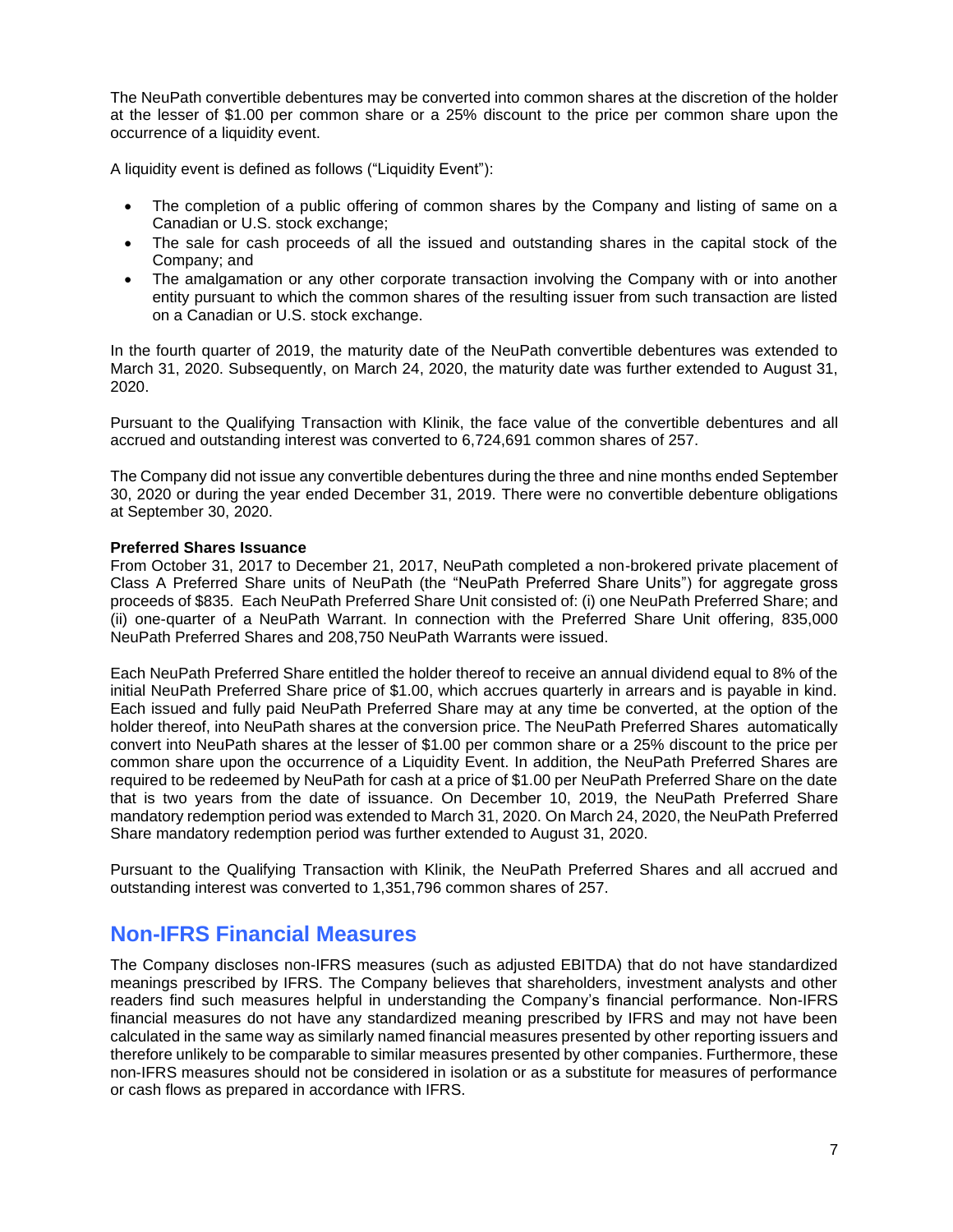The NeuPath convertible debentures may be converted into common shares at the discretion of the holder at the lesser of $1.00 per common share or a 25% discount to the price per common share upon the occurrence of a liquidity event.

A liquidity event is defined as follows ("Liquidity Event"):

- The completion of a public offering of common shares by the Company and listing of same on a Canadian or U.S. stock exchange;
- The sale for cash proceeds of all the issued and outstanding shares in the capital stock of the Company; and
- The amalgamation or any other corporate transaction involving the Company with or into another entity pursuant to which the common shares of the resulting issuer from such transaction are listed on a Canadian or U.S. stock exchange.

In the fourth quarter of 2019, the maturity date of the NeuPath convertible debentures was extended to March 31, 2020. Subsequently, on March 24, 2020, the maturity date was further extended to August 31, 2020.

Pursuant to the Qualifying Transaction with Klinik, the face value of the convertible debentures and all accrued and outstanding interest was converted to 6,724,691 common shares of 257.

The Company did not issue any convertible debentures during the three and nine months ended September 30, 2020 or during the year ended December 31, 2019. There were no convertible debenture obligations at September 30, 2020.

**Preferred Shares Issuance**

From October 31, 2017 to December 21, 2017, NeuPath completed a non-brokered private placement of Class A Preferred Share units of NeuPath (the "NeuPath Preferred Share Units") for aggregate gross proceeds of $835. Each NeuPath Preferred Share Unit consisted of: (i) one NeuPath Preferred Share; and (ii) one-quarter of a NeuPath Warrant. In connection with the Preferred Share Unit offering, 835,000 NeuPath Preferred Shares and 208,750 NeuPath Warrants were issued.

Each NeuPath Preferred Share entitled the holder thereof to receive an annual dividend equal to 8% of the initial NeuPath Preferred Share price of $1.00, which accrues quarterly in arrears and is payable in kind. Each issued and fully paid NeuPath Preferred Share may at any time be converted, at the option of the holder thereof, into NeuPath shares at the conversion price. The NeuPath Preferred Shares automatically convert into NeuPath shares at the lesser of $1.00 per common share or a 25% discount to the price per common share upon the occurrence of a Liquidity Event. In addition, the NeuPath Preferred Shares are required to be redeemed by NeuPath for cash at a price of $1.00 per NeuPath Preferred Share on the date that is two years from the date of issuance. On December 10, 2019, the NeuPath Preferred Share mandatory redemption period was extended to March 31, 2020. On March 24, 2020, the NeuPath Preferred Share mandatory redemption period was further extended to August 31, 2020.

Pursuant to the Qualifying Transaction with Klinik, the NeuPath Preferred Shares and all accrued and outstanding interest was converted to 1,351,796 common shares of 257.

## Non-IFRS Financial Measures

The Company discloses non-IFRS measures (such as adjusted EBITDA) that do not have standardized meanings prescribed by IFRS. The Company believes that shareholders, investment analysts and other readers find such measures helpful in understanding the Company's financial performance. Non-IFRS financial measures do not have any standardized meaning prescribed by IFRS and may not have been calculated in the same way as similarly named financial measures presented by other reporting issuers and therefore unlikely to be comparable to similar measures presented by other companies. Furthermore, these non-IFRS measures should not be considered in isolation or as a substitute for measures of performance or cash flows as prepared in accordance with IFRS.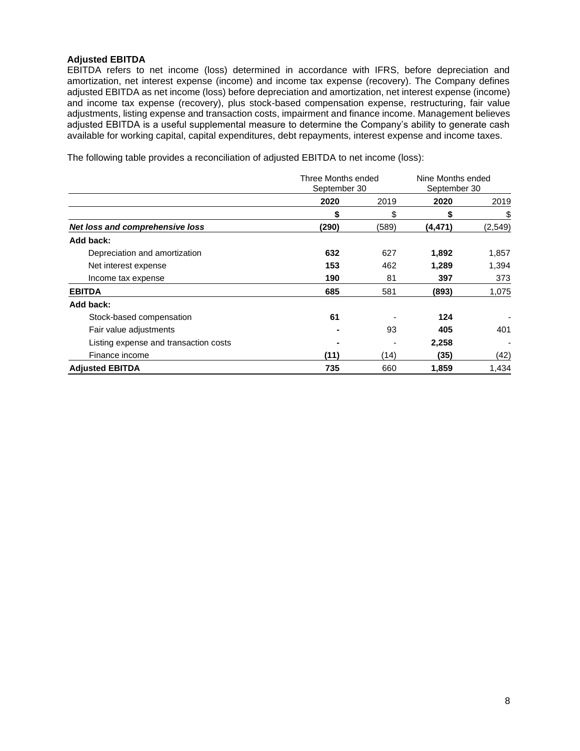### Adjusted EBITDA

EBITDA refers to net income (loss) determined in accordance with IFRS, before depreciation and amortization, net interest expense (income) and income tax expense (recovery). The Company defines adjusted EBITDA as net income (loss) before depreciation and amortization, net interest expense (income) and income tax expense (recovery), plus stock-based compensation expense, restructuring, fair value adjustments, listing expense and transaction costs, impairment and finance income. Management believes adjusted EBITDA is a useful supplemental measure to determine the Company's ability to generate cash available for working capital, capital expenditures, debt repayments, interest expense and income taxes.

The following table provides a reconciliation of adjusted EBITDA to net income (loss):

| | Three Months ended September 30 | | Nine Months ended September 30 | |
|---|---|---|---|---|
| | **2020** | 2019 | **2020** | 2019 |
| | **$** | $ | **$** | $ |
| ***Net loss and comprehensive loss*** | **(290)** | (589) | **(4,471)** | (2,549) |
| **Add back:** | | | | |
| Depreciation and amortization | **632** | 627 | **1,892** | 1,857 |
| Net interest expense | **153** | 462 | **1,289** | 1,394 |
| Income tax expense | **190** | 81 | **397** | 373 |
| **EBITDA** | **685** | 581 | **(893)** | 1,075 |
| **Add back:** | | | | |
| Stock-based compensation | **61** | - | **124** | - |
| Fair value adjustments | **-** | 93 | **405** | 401 |
| Listing expense and transaction costs | **-** | - | **2,258** | - |
| Finance income | **(11)** | (14) | **(35)** | (42) |
| **Adjusted EBITDA** | **735** | 660 | **1,859** | 1,434 |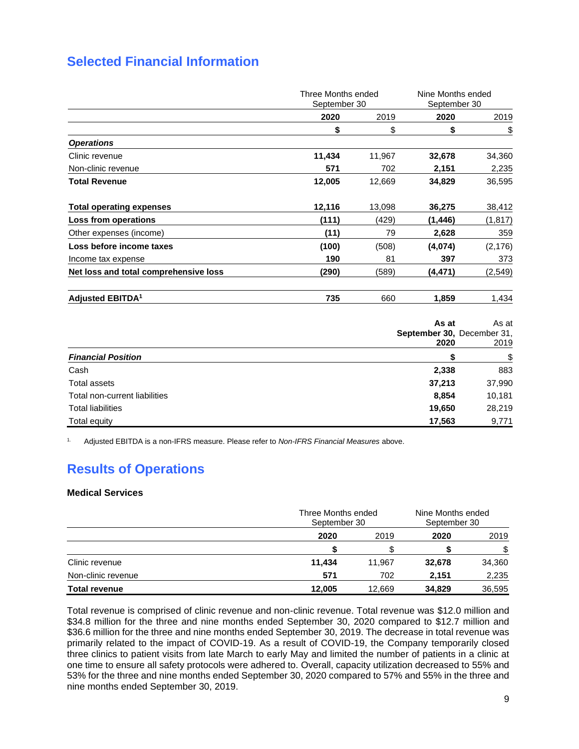## Selected Financial Information

| | Three Months ended September 30 | | Nine Months ended September 30 | |
|---|---|---|---|---|
| | **2020** | 2019 | **2020** | 2019 |
| | **$** | $ | **$** | $ |
| ***Operations*** | | | | |
| Clinic revenue | **11,434** | 11,967 | **32,678** | 34,360 |
| Non-clinic revenue | **571** | 702 | **2,151** | 2,235 |
| **Total Revenue** | **12,005** | 12,669 | **34,829** | 36,595 |
| **Total operating expenses** | **12,116** | 13,098 | **36,275** | 38,412 |
| **Loss from operations** | **(111)** | (429) | **(1,446)** | (1,817) |
| Other expenses (income) | **(11)** | 79 | **2,628** | 359 |
| **Loss before income taxes** | **(100)** | (508) | **(4,074)** | (2,176) |
| Income tax expense | **190** | 81 | **397** | 373 |
| **Net loss and total comprehensive loss** | **(290)** | (589) | **(4,471)** | (2,549) |
| **Adjusted EBITDA[1]** | **735** | 660 | **1,859** | 1,434 |

| | **As at September 30, 2020** | As at December 31, 2019 |
|---|---|---|
| ***Financial Position*** | **$** | $ |
| Cash | **2,338** | 883 |
| Total assets | **37,213** | 37,990 |
| Total non-current liabilities | **8,854** | 10,181 |
| Total liabilities | **19,650** | 28,219 |
| Total equity | **17,563** | 9,771 |

1. Adjusted EBITDA is a non-IFRS measure. Please refer to *Non-IFRS Financial Measures* above.

## Results of Operations

### Medical Services

| | Three Months ended September 30 | | Nine Months ended September 30 | |
|---|---|---|---|---|
| | **2020** | 2019 | **2020** | 2019 |
| | **$** | $ | **$** | $ |
| Clinic revenue | **11,434** | 11,967 | **32,678** | 34,360 |
| Non-clinic revenue | **571** | 702 | **2,151** | 2,235 |
| **Total revenue** | **12,005** | 12,669 | **34,829** | 36,595 |

Total revenue is comprised of clinic revenue and non-clinic revenue. Total revenue was $12.0 million and $34.8 million for the three and nine months ended September 30, 2020 compared to $12.7 million and $36.6 million for the three and nine months ended September 30, 2019. The decrease in total revenue was primarily related to the impact of COVID-19. As a result of COVID-19, the Company temporarily closed three clinics to patient visits from late March to early May and limited the number of patients in a clinic at one time to ensure all safety protocols were adhered to. Overall, capacity utilization decreased to 55% and 53% for the three and nine months ended September 30, 2020 compared to 57% and 55% in the three and nine months ended September 30, 2019.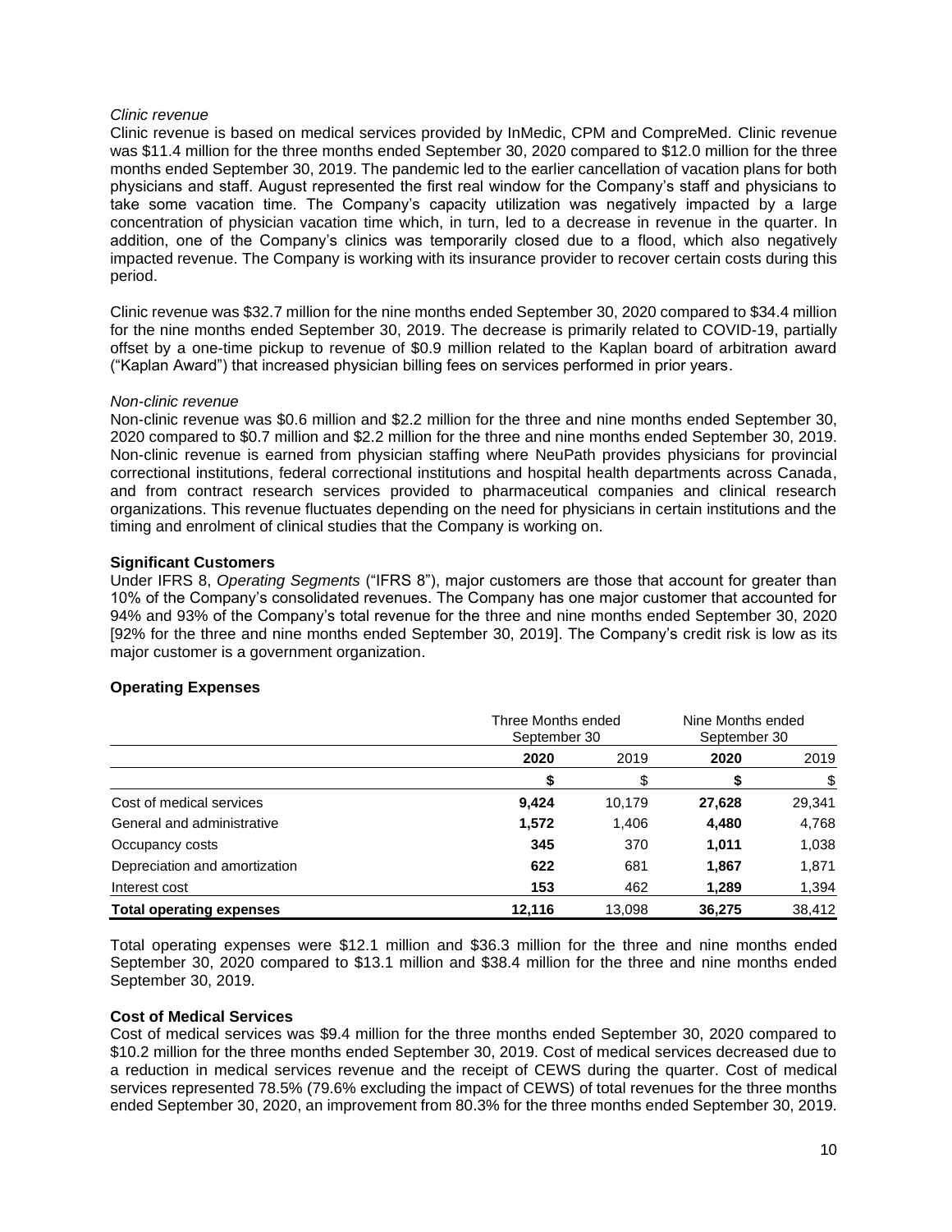*Clinic revenue*

Clinic revenue is based on medical services provided by InMedic, CPM and CompreMed. Clinic revenue was $11.4 million for the three months ended September 30, 2020 compared to $12.0 million for the three months ended September 30, 2019. The pandemic led to the earlier cancellation of vacation plans for both physicians and staff. August represented the first real window for the Company's staff and physicians to take some vacation time. The Company's capacity utilization was negatively impacted by a large concentration of physician vacation time which, in turn, led to a decrease in revenue in the quarter. In addition, one of the Company's clinics was temporarily closed due to a flood, which also negatively impacted revenue. The Company is working with its insurance provider to recover certain costs during this period.

Clinic revenue was $32.7 million for the nine months ended September 30, 2020 compared to $34.4 million for the nine months ended September 30, 2019. The decrease is primarily related to COVID-19, partially offset by a one-time pickup to revenue of $0.9 million related to the Kaplan board of arbitration award ("Kaplan Award") that increased physician billing fees on services performed in prior years.

*Non-clinic revenue*

Non-clinic revenue was $0.6 million and $2.2 million for the three and nine months ended September 30, 2020 compared to $0.7 million and $2.2 million for the three and nine months ended September 30, 2019. Non-clinic revenue is earned from physician staffing where NeuPath provides physicians for provincial correctional institutions, federal correctional institutions and hospital health departments across Canada, and from contract research services provided to pharmaceutical companies and clinical research organizations. This revenue fluctuates depending on the need for physicians in certain institutions and the timing and enrolment of clinical studies that the Company is working on.

**Significant Customers**

Under IFRS 8, *Operating Segments* ("IFRS 8"), major customers are those that account for greater than 10% of the Company's consolidated revenues. The Company has one major customer that accounted for 94% and 93% of the Company's total revenue for the three and nine months ended September 30, 2020 [92% for the three and nine months ended September 30, 2019]. The Company's credit risk is low as its major customer is a government organization.

**Operating Expenses**

| | Three Months ended September 30 | | Nine Months ended September 30 | |
|---|---|---|---|---|
| | **2020** | 2019 | **2020** | 2019 |
| | **$** | $ | **$** | $ |
| Cost of medical services | **9,424** | 10,179 | **27,628** | 29,341 |
| General and administrative | **1,572** | 1,406 | **4,480** | 4,768 |
| Occupancy costs | **345** | 370 | **1,011** | 1,038 |
| Depreciation and amortization | **622** | 681 | **1,867** | 1,871 |
| Interest cost | **153** | 462 | **1,289** | 1,394 |
| **Total operating expenses** | **12,116** | 13,098 | **36,275** | 38,412 |

Total operating expenses were $12.1 million and $36.3 million for the three and nine months ended September 30, 2020 compared to $13.1 million and $38.4 million for the three and nine months ended September 30, 2019.

**Cost of Medical Services**

Cost of medical services was $9.4 million for the three months ended September 30, 2020 compared to $10.2 million for the three months ended September 30, 2019. Cost of medical services decreased due to a reduction in medical services revenue and the receipt of CEWS during the quarter. Cost of medical services represented 78.5% (79.6% excluding the impact of CEWS) of total revenues for the three months ended September 30, 2020, an improvement from 80.3% for the three months ended September 30, 2019.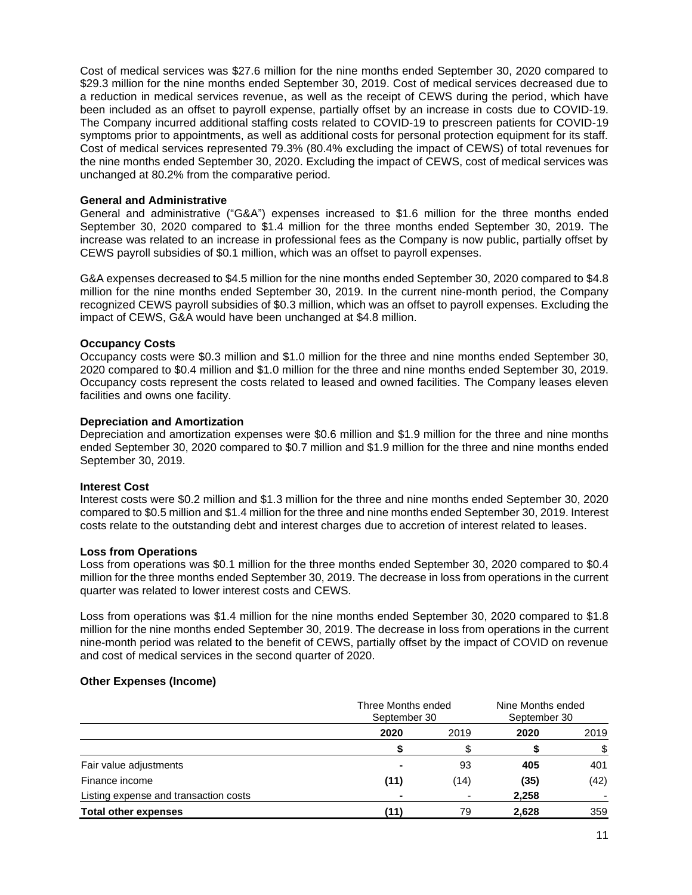Cost of medical services was $27.6 million for the nine months ended September 30, 2020 compared to $29.3 million for the nine months ended September 30, 2019. Cost of medical services decreased due to a reduction in medical services revenue, as well as the receipt of CEWS during the period, which have been included as an offset to payroll expense, partially offset by an increase in costs due to COVID-19. The Company incurred additional staffing costs related to COVID-19 to prescreen patients for COVID-19 symptoms prior to appointments, as well as additional costs for personal protection equipment for its staff. Cost of medical services represented 79.3% (80.4% excluding the impact of CEWS) of total revenues for the nine months ended September 30, 2020. Excluding the impact of CEWS, cost of medical services was unchanged at 80.2% from the comparative period.

**General and Administrative**

General and administrative ("G&A") expenses increased to $1.6 million for the three months ended September 30, 2020 compared to $1.4 million for the three months ended September 30, 2019. The increase was related to an increase in professional fees as the Company is now public, partially offset by CEWS payroll subsidies of $0.1 million, which was an offset to payroll expenses.

G&A expenses decreased to $4.5 million for the nine months ended September 30, 2020 compared to $4.8 million for the nine months ended September 30, 2019. In the current nine-month period, the Company recognized CEWS payroll subsidies of $0.3 million, which was an offset to payroll expenses. Excluding the impact of CEWS, G&A would have been unchanged at $4.8 million.

**Occupancy Costs**

Occupancy costs were $0.3 million and $1.0 million for the three and nine months ended September 30, 2020 compared to $0.4 million and $1.0 million for the three and nine months ended September 30, 2019. Occupancy costs represent the costs related to leased and owned facilities. The Company leases eleven facilities and owns one facility.

**Depreciation and Amortization**

Depreciation and amortization expenses were $0.6 million and $1.9 million for the three and nine months ended September 30, 2020 compared to $0.7 million and $1.9 million for the three and nine months ended September 30, 2019.

**Interest Cost**

Interest costs were $0.2 million and $1.3 million for the three and nine months ended September 30, 2020 compared to $0.5 million and $1.4 million for the three and nine months ended September 30, 2019. Interest costs relate to the outstanding debt and interest charges due to accretion of interest related to leases.

**Loss from Operations**

Loss from operations was $0.1 million for the three months ended September 30, 2020 compared to $0.4 million for the three months ended September 30, 2019. The decrease in loss from operations in the current quarter was related to lower interest costs and CEWS.

Loss from operations was $1.4 million for the nine months ended September 30, 2020 compared to $1.8 million for the nine months ended September 30, 2019. The decrease in loss from operations in the current nine-month period was related to the benefit of CEWS, partially offset by the impact of COVID on revenue and cost of medical services in the second quarter of 2020.

**Other Expenses (Income)**

| | Three Months ended September 30 | | Nine Months ended September 30 | |
|---|---|---|---|---|
| | **2020** | 2019 | **2020** | 2019 |
| | **$** | $ | **$** | $ |
| Fair value adjustments | **-** | 93 | **405** | 401 |
| Finance income | **(11)** | (14) | **(35)** | (42) |
| Listing expense and transaction costs | **-** | - | **2,258** | - |
| **Total other expenses** | **(11)** | 79 | **2,628** | 359 |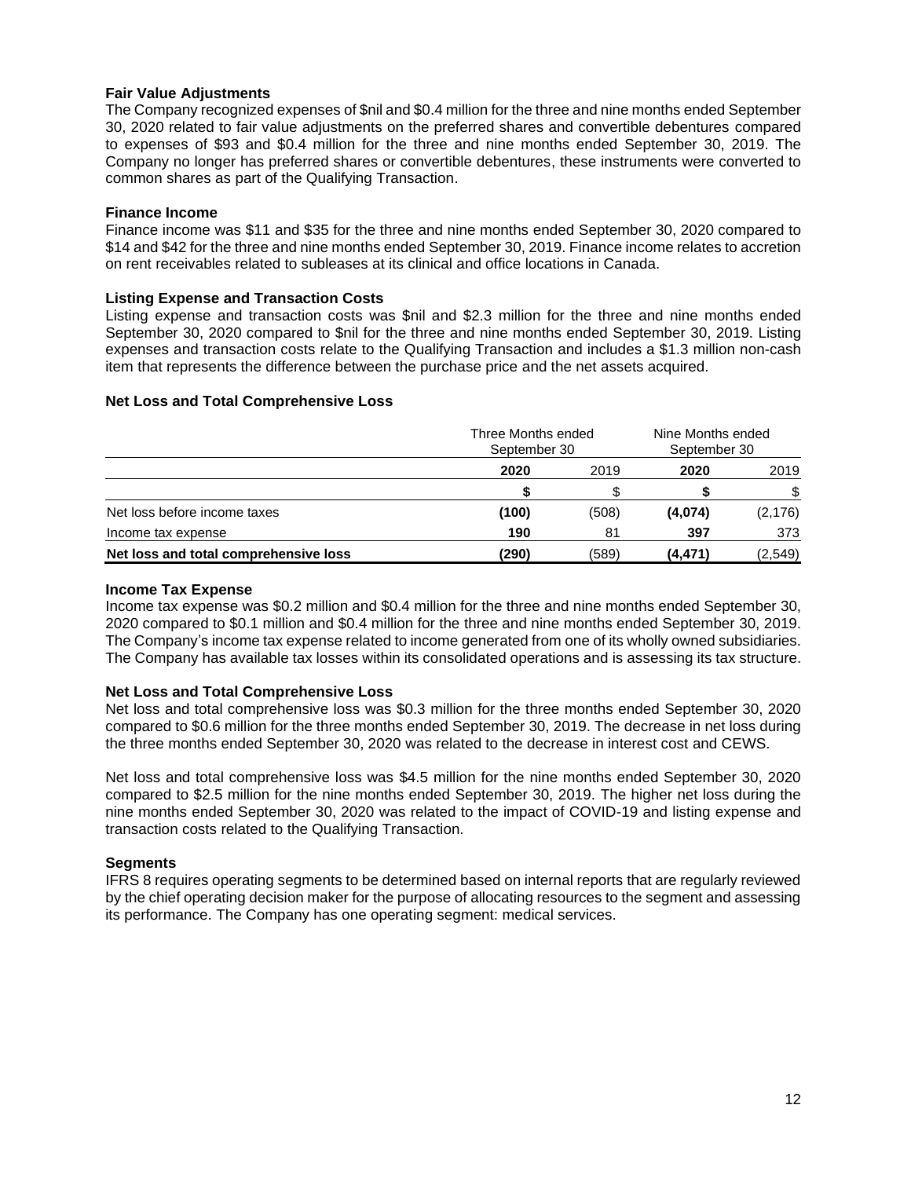### Fair Value Adjustments

The Company recognized expenses of $nil and $0.4 million for the three and nine months ended September 30, 2020 related to fair value adjustments on the preferred shares and convertible debentures compared to expenses of $93 and $0.4 million for the three and nine months ended September 30, 2019. The Company no longer has preferred shares or convertible debentures, these instruments were converted to common shares as part of the Qualifying Transaction.

### Finance Income

Finance income was $11 and $35 for the three and nine months ended September 30, 2020 compared to $14 and $42 for the three and nine months ended September 30, 2019. Finance income relates to accretion on rent receivables related to subleases at its clinical and office locations in Canada.

### Listing Expense and Transaction Costs

Listing expense and transaction costs was $nil and $2.3 million for the three and nine months ended September 30, 2020 compared to $nil for the three and nine months ended September 30, 2019. Listing expenses and transaction costs relate to the Qualifying Transaction and includes a $1.3 million non-cash item that represents the difference between the purchase price and the net assets acquired.

### Net Loss and Total Comprehensive Loss

| | Three Months ended September 30 | | Nine Months ended September 30 | |
|---|---|---|---|---|
| | **2020** | 2019 | **2020** | 2019 |
| | **$** | $ | **$** | $ |
| Net loss before income taxes | **(100)** | (508) | **(4,074)** | (2,176) |
| Income tax expense | **190** | 81 | **397** | 373 |
| **Net loss and total comprehensive loss** | **(290)** | (589) | **(4,471)** | (2,549) |

### Income Tax Expense

Income tax expense was $0.2 million and $0.4 million for the three and nine months ended September 30, 2020 compared to $0.1 million and $0.4 million for the three and nine months ended September 30, 2019. The Company's income tax expense related to income generated from one of its wholly owned subsidiaries. The Company has available tax losses within its consolidated operations and is assessing its tax structure.

### Net Loss and Total Comprehensive Loss

Net loss and total comprehensive loss was $0.3 million for the three months ended September 30, 2020 compared to $0.6 million for the three months ended September 30, 2019. The decrease in net loss during the three months ended September 30, 2020 was related to the decrease in interest cost and CEWS.

Net loss and total comprehensive loss was $4.5 million for the nine months ended September 30, 2020 compared to $2.5 million for the nine months ended September 30, 2019. The higher net loss during the nine months ended September 30, 2020 was related to the impact of COVID-19 and listing expense and transaction costs related to the Qualifying Transaction.

### Segments

IFRS 8 requires operating segments to be determined based on internal reports that are regularly reviewed by the chief operating decision maker for the purpose of allocating resources to the segment and assessing its performance. The Company has one operating segment: medical services.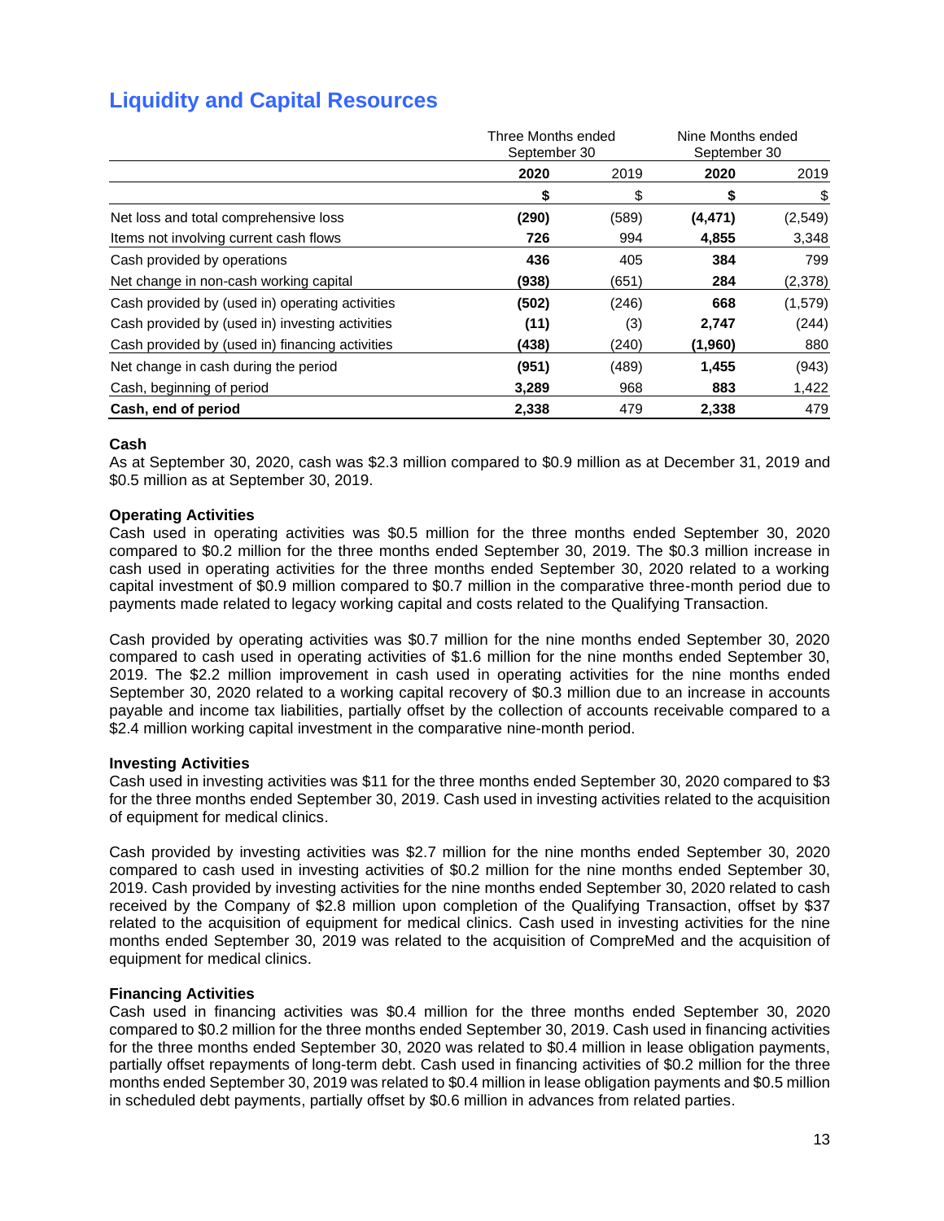## Liquidity and Capital Resources

| | Three Months ended September 30 | | Nine Months ended September 30 | |
|---|---|---|---|---|
| | **2020** | 2019 | **2020** | 2019 |
| | **$** | $ | **$** | $ |
| Net loss and total comprehensive loss | **(290)** | (589) | **(4,471)** | (2,549) |
| Items not involving current cash flows | **726** | 994 | **4,855** | 3,348 |
| Cash provided by operations | **436** | 405 | **384** | 799 |
| Net change in non-cash working capital | **(938)** | (651) | **284** | (2,378) |
| Cash provided by (used in) operating activities | **(502)** | (246) | **668** | (1,579) |
| Cash provided by (used in) investing activities | **(11)** | (3) | **2,747** | (244) |
| Cash provided by (used in) financing activities | **(438)** | (240) | **(1,960)** | 880 |
| Net change in cash during the period | **(951)** | (489) | **1,455** | (943) |
| Cash, beginning of period | **3,289** | 968 | **883** | 1,422 |
| **Cash, end of period** | **2,338** | 479 | **2,338** | 479 |

**Cash**

As at September 30, 2020, cash was $2.3 million compared to $0.9 million as at December 31, 2019 and $0.5 million as at September 30, 2019.

**Operating Activities**

Cash used in operating activities was $0.5 million for the three months ended September 30, 2020 compared to $0.2 million for the three months ended September 30, 2019. The $0.3 million increase in cash used in operating activities for the three months ended September 30, 2020 related to a working capital investment of $0.9 million compared to $0.7 million in the comparative three-month period due to payments made related to legacy working capital and costs related to the Qualifying Transaction.

Cash provided by operating activities was $0.7 million for the nine months ended September 30, 2020 compared to cash used in operating activities of $1.6 million for the nine months ended September 30, 2019. The $2.2 million improvement in cash used in operating activities for the nine months ended September 30, 2020 related to a working capital recovery of $0.3 million due to an increase in accounts payable and income tax liabilities, partially offset by the collection of accounts receivable compared to a $2.4 million working capital investment in the comparative nine-month period.

**Investing Activities**

Cash used in investing activities was $11 for the three months ended September 30, 2020 compared to $3 for the three months ended September 30, 2019. Cash used in investing activities related to the acquisition of equipment for medical clinics.

Cash provided by investing activities was $2.7 million for the nine months ended September 30, 2020 compared to cash used in investing activities of $0.2 million for the nine months ended September 30, 2019. Cash provided by investing activities for the nine months ended September 30, 2020 related to cash received by the Company of $2.8 million upon completion of the Qualifying Transaction, offset by $37 related to the acquisition of equipment for medical clinics. Cash used in investing activities for the nine months ended September 30, 2019 was related to the acquisition of CompreMed and the acquisition of equipment for medical clinics.

**Financing Activities**

Cash used in financing activities was $0.4 million for the three months ended September 30, 2020 compared to $0.2 million for the three months ended September 30, 2019. Cash used in financing activities for the three months ended September 30, 2020 was related to $0.4 million in lease obligation payments, partially offset repayments of long-term debt. Cash used in financing activities of $0.2 million for the three months ended September 30, 2019 was related to $0.4 million in lease obligation payments and $0.5 million in scheduled debt payments, partially offset by $0.6 million in advances from related parties.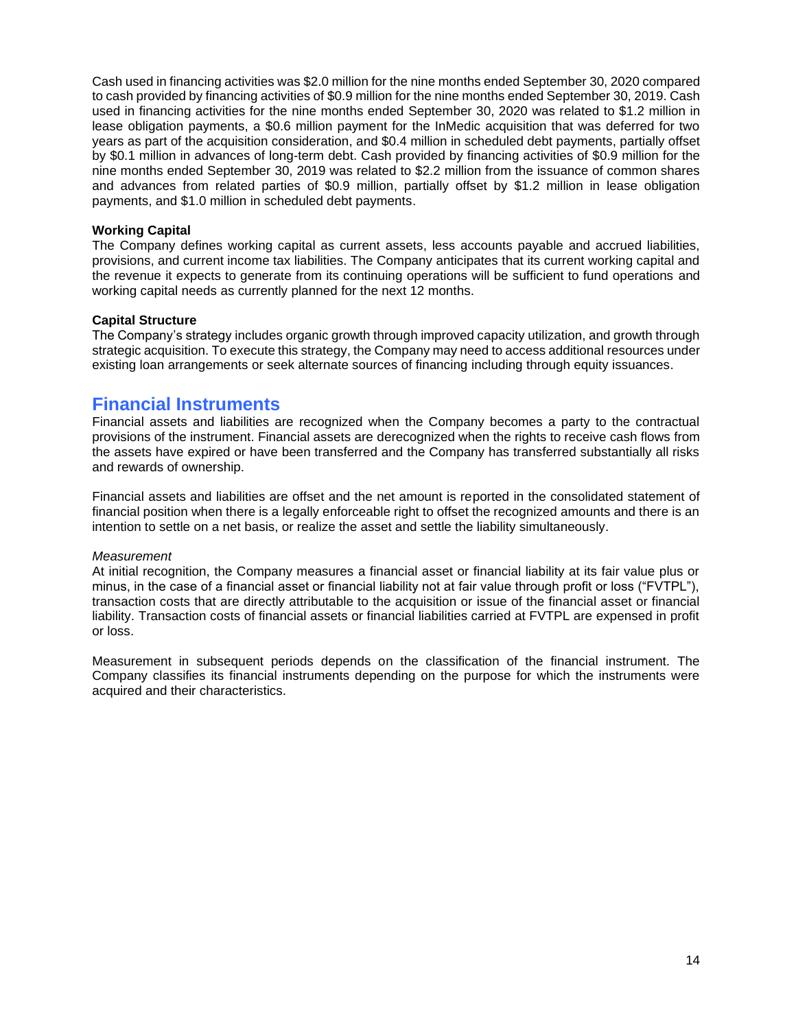Cash used in financing activities was $2.0 million for the nine months ended September 30, 2020 compared to cash provided by financing activities of $0.9 million for the nine months ended September 30, 2019. Cash used in financing activities for the nine months ended September 30, 2020 was related to $1.2 million in lease obligation payments, a $0.6 million payment for the InMedic acquisition that was deferred for two years as part of the acquisition consideration, and $0.4 million in scheduled debt payments, partially offset by $0.1 million in advances of long-term debt. Cash provided by financing activities of $0.9 million for the nine months ended September 30, 2019 was related to $2.2 million from the issuance of common shares and advances from related parties of $0.9 million, partially offset by $1.2 million in lease obligation payments, and $1.0 million in scheduled debt payments.

**Working Capital**

The Company defines working capital as current assets, less accounts payable and accrued liabilities, provisions, and current income tax liabilities. The Company anticipates that its current working capital and the revenue it expects to generate from its continuing operations will be sufficient to fund operations and working capital needs as currently planned for the next 12 months.

**Capital Structure**

The Company's strategy includes organic growth through improved capacity utilization, and growth through strategic acquisition. To execute this strategy, the Company may need to access additional resources under existing loan arrangements or seek alternate sources of financing including through equity issuances.

## Financial Instruments

Financial assets and liabilities are recognized when the Company becomes a party to the contractual provisions of the instrument. Financial assets are derecognized when the rights to receive cash flows from the assets have expired or have been transferred and the Company has transferred substantially all risks and rewards of ownership.

Financial assets and liabilities are offset and the net amount is reported in the consolidated statement of financial position when there is a legally enforceable right to offset the recognized amounts and there is an intention to settle on a net basis, or realize the asset and settle the liability simultaneously.

*Measurement*

At initial recognition, the Company measures a financial asset or financial liability at its fair value plus or minus, in the case of a financial asset or financial liability not at fair value through profit or loss ("FVTPL"), transaction costs that are directly attributable to the acquisition or issue of the financial asset or financial liability. Transaction costs of financial assets or financial liabilities carried at FVTPL are expensed in profit or loss.

Measurement in subsequent periods depends on the classification of the financial instrument. The Company classifies its financial instruments depending on the purpose for which the instruments were acquired and their characteristics.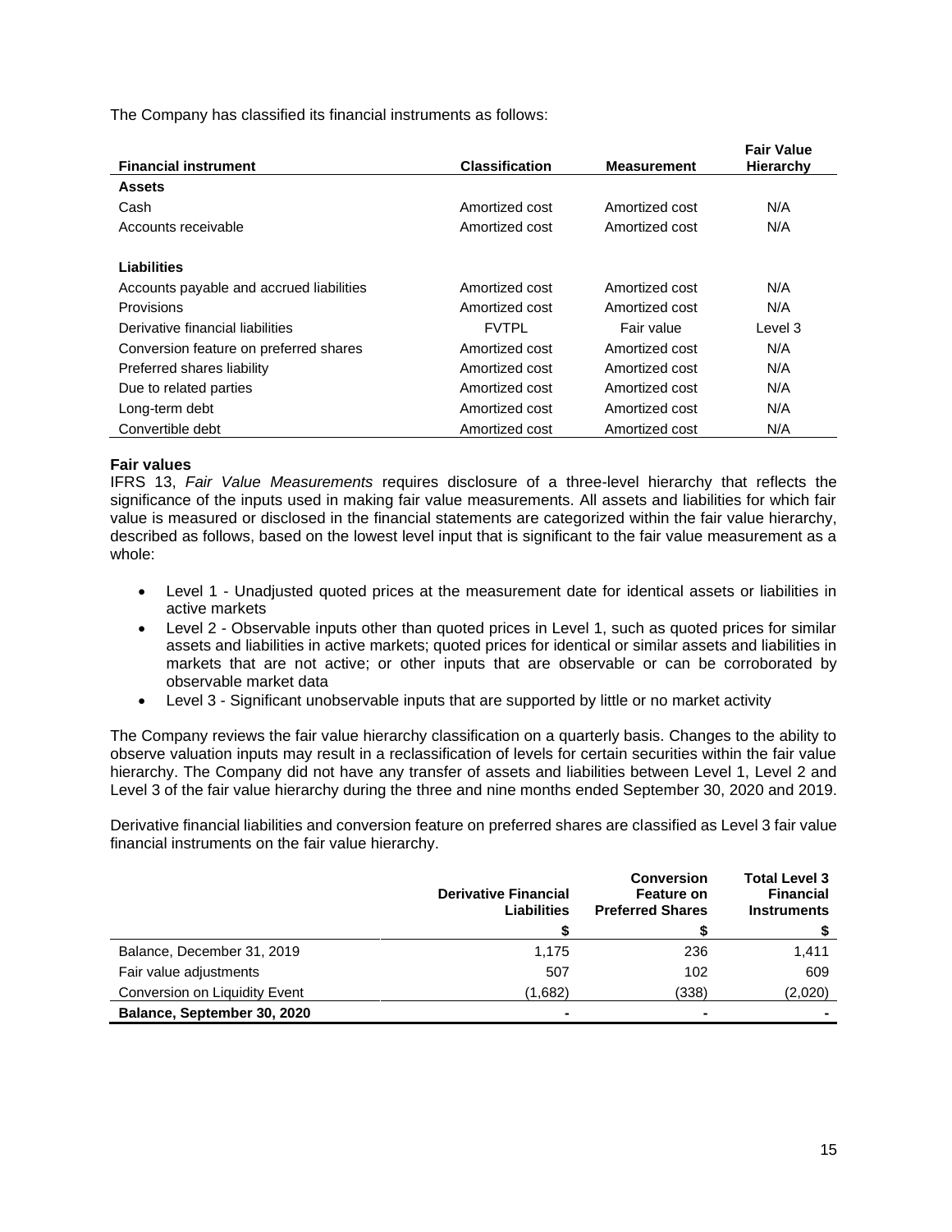The Company has classified its financial instruments as follows:

| Financial instrument | Classification | Measurement | Fair Value Hierarchy |
|---|---|---|---|
| **Assets** | | | |
| Cash | Amortized cost | Amortized cost | N/A |
| Accounts receivable | Amortized cost | Amortized cost | N/A |
| **Liabilities** | | | |
| Accounts payable and accrued liabilities | Amortized cost | Amortized cost | N/A |
| Provisions | Amortized cost | Amortized cost | N/A |
| Derivative financial liabilities | FVTPL | Fair value | Level 3 |
| Conversion feature on preferred shares | Amortized cost | Amortized cost | N/A |
| Preferred shares liability | Amortized cost | Amortized cost | N/A |
| Due to related parties | Amortized cost | Amortized cost | N/A |
| Long-term debt | Amortized cost | Amortized cost | N/A |
| Convertible debt | Amortized cost | Amortized cost | N/A |

**Fair values**

IFRS 13, *Fair Value Measurements* requires disclosure of a three-level hierarchy that reflects the significance of the inputs used in making fair value measurements. All assets and liabilities for which fair value is measured or disclosed in the financial statements are categorized within the fair value hierarchy, described as follows, based on the lowest level input that is significant to the fair value measurement as a whole:

- Level 1 - Unadjusted quoted prices at the measurement date for identical assets or liabilities in active markets
- Level 2 - Observable inputs other than quoted prices in Level 1, such as quoted prices for similar assets and liabilities in active markets; quoted prices for identical or similar assets and liabilities in markets that are not active; or other inputs that are observable or can be corroborated by observable market data
- Level 3 - Significant unobservable inputs that are supported by little or no market activity

The Company reviews the fair value hierarchy classification on a quarterly basis. Changes to the ability to observe valuation inputs may result in a reclassification of levels for certain securities within the fair value hierarchy. The Company did not have any transfer of assets and liabilities between Level 1, Level 2 and Level 3 of the fair value hierarchy during the three and nine months ended September 30, 2020 and 2019.

Derivative financial liabilities and conversion feature on preferred shares are classified as Level 3 fair value financial instruments on the fair value hierarchy.

| | Derivative Financial Liabilities | Conversion Feature on Preferred Shares | Total Level 3 Financial Instruments |
|---|---|---|---|
| | $ | $ | $ |
| Balance, December 31, 2019 | 1,175 | 236 | 1,411 |
| Fair value adjustments | 507 | 102 | 609 |
| Conversion on Liquidity Event | (1,682) | (338) | (2,020) |
| **Balance, September 30, 2020** | - | - | - |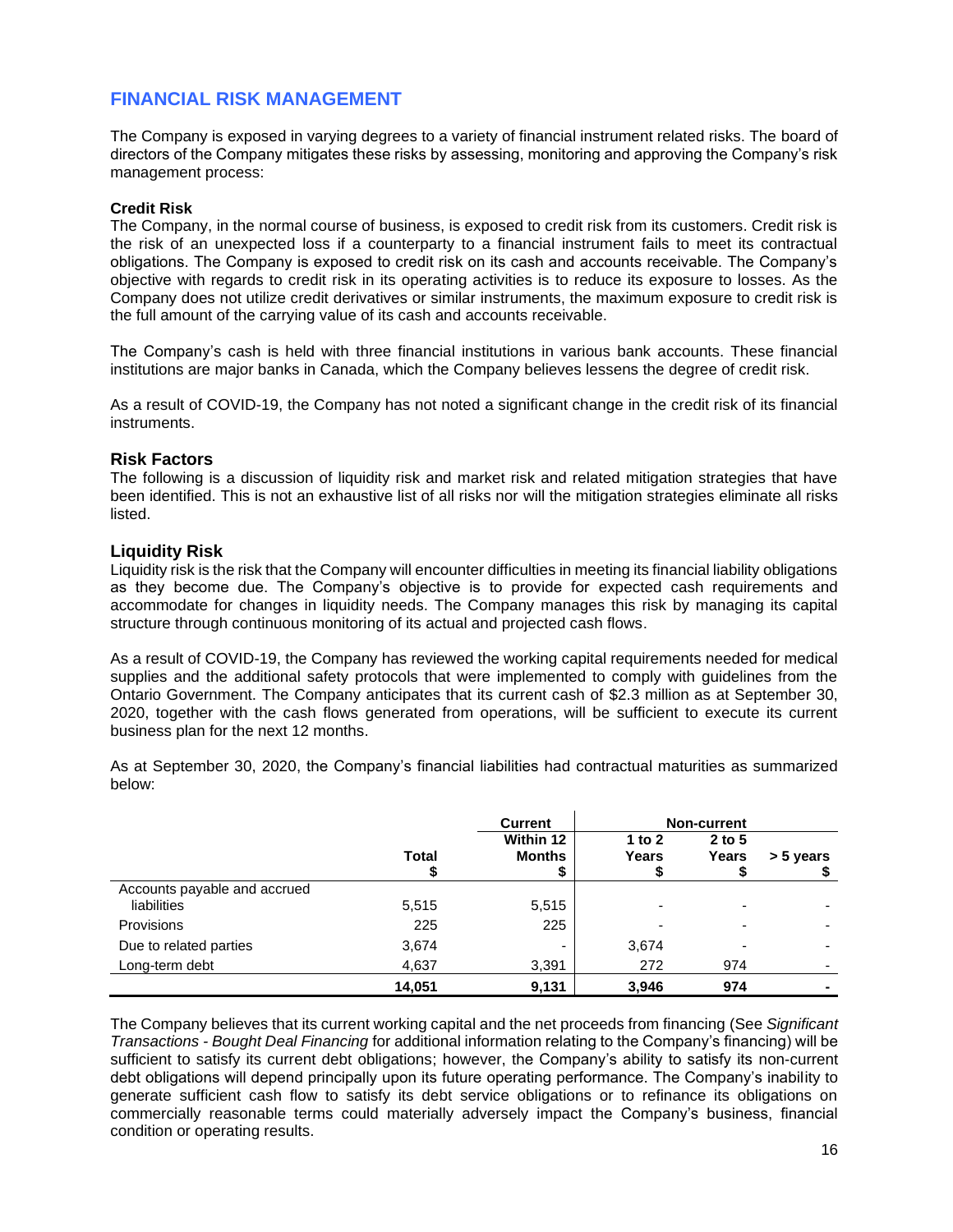## FINANCIAL RISK MANAGEMENT

The Company is exposed in varying degrees to a variety of financial instrument related risks. The board of directors of the Company mitigates these risks by assessing, monitoring and approving the Company's risk management process:

**Credit Risk**

The Company, in the normal course of business, is exposed to credit risk from its customers. Credit risk is the risk of an unexpected loss if a counterparty to a financial instrument fails to meet its contractual obligations. The Company is exposed to credit risk on its cash and accounts receivable. The Company's objective with regards to credit risk in its operating activities is to reduce its exposure to losses. As the Company does not utilize credit derivatives or similar instruments, the maximum exposure to credit risk is the full amount of the carrying value of its cash and accounts receivable.

The Company's cash is held with three financial institutions in various bank accounts. These financial institutions are major banks in Canada, which the Company believes lessens the degree of credit risk.

As a result of COVID-19, the Company has not noted a significant change in the credit risk of its financial instruments.

### Risk Factors

The following is a discussion of liquidity risk and market risk and related mitigation strategies that have been identified. This is not an exhaustive list of all risks nor will the mitigation strategies eliminate all risks listed.

### Liquidity Risk

Liquidity risk is the risk that the Company will encounter difficulties in meeting its financial liability obligations as they become due. The Company's objective is to provide for expected cash requirements and accommodate for changes in liquidity needs. The Company manages this risk by managing its capital structure through continuous monitoring of its actual and projected cash flows.

As a result of COVID-19, the Company has reviewed the working capital requirements needed for medical supplies and the additional safety protocols that were implemented to comply with guidelines from the Ontario Government. The Company anticipates that its current cash of $2.3 million as at September 30, 2020, together with the cash flows generated from operations, will be sufficient to execute its current business plan for the next 12 months.

As at September 30, 2020, the Company's financial liabilities had contractual maturities as summarized below:

| | | Current | Non-current | | |
|---|---|---|---|---|---|
| | Total<br>$ | Within 12 Months<br>$ | 1 to 2 Years<br>$ | 2 to 5 Years<br>$ | > 5 years<br>$ |
| Accounts payable and accrued liabilities | 5,515 | 5,515 | - | - | - |
| Provisions | 225 | 225 | - | - | - |
| Due to related parties | 3,674 | - | 3,674 | - | - |
| Long-term debt | 4,637 | 3,391 | 272 | 974 | - |
| | **14,051** | **9,131** | **3,946** | **974** | **-** |

The Company believes that its current working capital and the net proceeds from financing (See *Significant Transactions - Bought Deal Financing* for additional information relating to the Company's financing) will be sufficient to satisfy its current debt obligations; however, the Company's ability to satisfy its non-current debt obligations will depend principally upon its future operating performance. The Company's inability to generate sufficient cash flow to satisfy its debt service obligations or to refinance its obligations on commercially reasonable terms could materially adversely impact the Company's business, financial condition or operating results.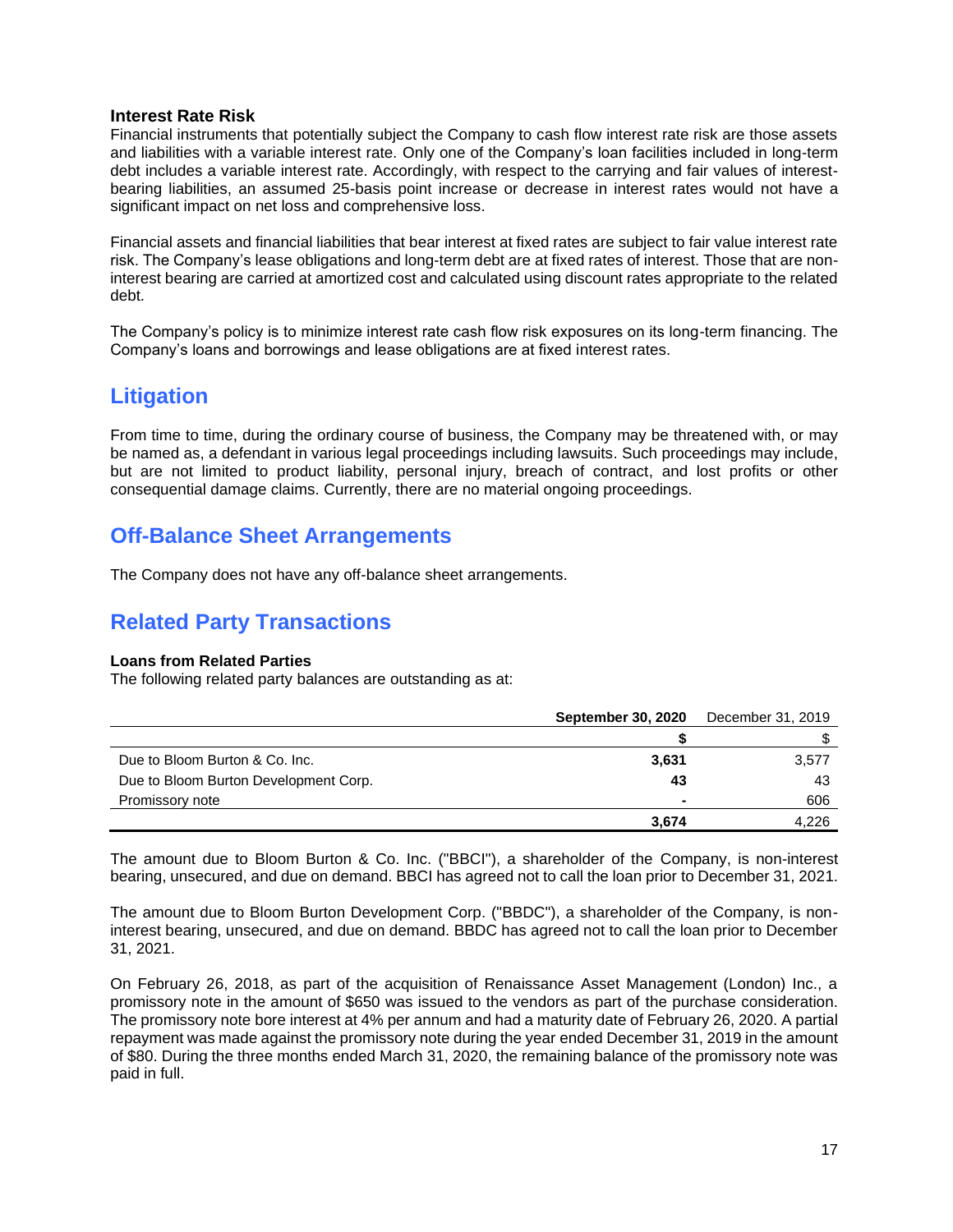### Interest Rate Risk

Financial instruments that potentially subject the Company to cash flow interest rate risk are those assets and liabilities with a variable interest rate. Only one of the Company's loan facilities included in long-term debt includes a variable interest rate. Accordingly, with respect to the carrying and fair values of interest-bearing liabilities, an assumed 25-basis point increase or decrease in interest rates would not have a significant impact on net loss and comprehensive loss.

Financial assets and financial liabilities that bear interest at fixed rates are subject to fair value interest rate risk. The Company's lease obligations and long-term debt are at fixed rates of interest. Those that are non-interest bearing are carried at amortized cost and calculated using discount rates appropriate to the related debt.

The Company's policy is to minimize interest rate cash flow risk exposures on its long-term financing. The Company's loans and borrowings and lease obligations are at fixed interest rates.

## Litigation

From time to time, during the ordinary course of business, the Company may be threatened with, or may be named as, a defendant in various legal proceedings including lawsuits. Such proceedings may include, but are not limited to product liability, personal injury, breach of contract, and lost profits or other consequential damage claims. Currently, there are no material ongoing proceedings.

## Off-Balance Sheet Arrangements

The Company does not have any off-balance sheet arrangements.

## Related Party Transactions

### Loans from Related Parties

The following related party balances are outstanding as at:

| | **September 30, 2020** | December 31, 2019 |
|---|---|---|
| | **$** | $ |
| Due to Bloom Burton & Co. Inc. | **3,631** | 3,577 |
| Due to Bloom Burton Development Corp. | **43** | 43 |
| Promissory note | **-** | 606 |
| | **3,674** | 4,226 |

The amount due to Bloom Burton & Co. Inc. ("BBCI"), a shareholder of the Company, is non-interest bearing, unsecured, and due on demand. BBCI has agreed not to call the loan prior to December 31, 2021.

The amount due to Bloom Burton Development Corp. ("BBDC"), a shareholder of the Company, is non-interest bearing, unsecured, and due on demand. BBDC has agreed not to call the loan prior to December 31, 2021.

On February 26, 2018, as part of the acquisition of Renaissance Asset Management (London) Inc., a promissory note in the amount of $650 was issued to the vendors as part of the purchase consideration. The promissory note bore interest at 4% per annum and had a maturity date of February 26, 2020. A partial repayment was made against the promissory note during the year ended December 31, 2019 in the amount of $80. During the three months ended March 31, 2020, the remaining balance of the promissory note was paid in full.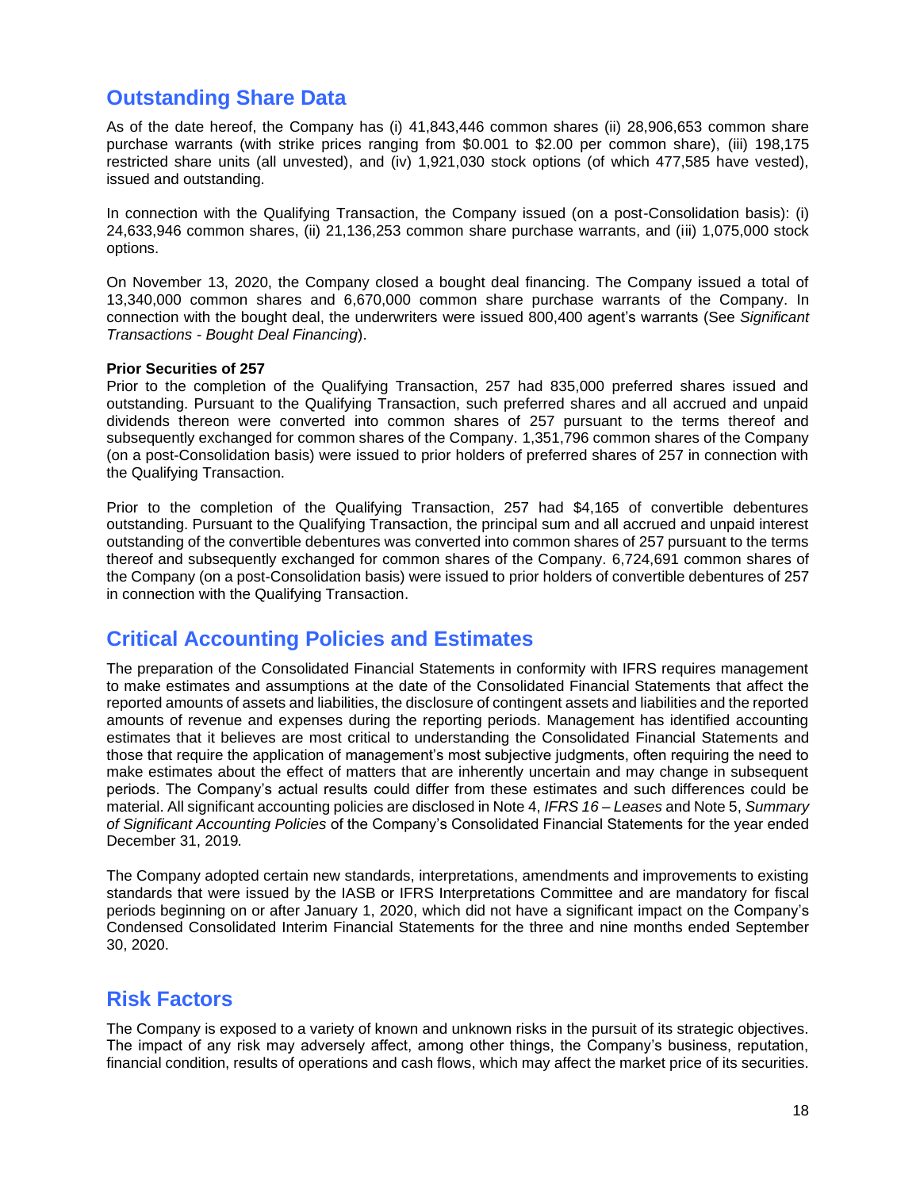## Outstanding Share Data

As of the date hereof, the Company has (i) 41,843,446 common shares (ii) 28,906,653 common share purchase warrants (with strike prices ranging from $0.001 to $2.00 per common share), (iii) 198,175 restricted share units (all unvested), and (iv) 1,921,030 stock options (of which 477,585 have vested), issued and outstanding.

In connection with the Qualifying Transaction, the Company issued (on a post-Consolidation basis): (i) 24,633,946 common shares, (ii) 21,136,253 common share purchase warrants, and (iii) 1,075,000 stock options.

On November 13, 2020, the Company closed a bought deal financing. The Company issued a total of 13,340,000 common shares and 6,670,000 common share purchase warrants of the Company. In connection with the bought deal, the underwriters were issued 800,400 agent's warrants (See *Significant Transactions - Bought Deal Financing*).

**Prior Securities of 257**

Prior to the completion of the Qualifying Transaction, 257 had 835,000 preferred shares issued and outstanding. Pursuant to the Qualifying Transaction, such preferred shares and all accrued and unpaid dividends thereon were converted into common shares of 257 pursuant to the terms thereof and subsequently exchanged for common shares of the Company. 1,351,796 common shares of the Company (on a post-Consolidation basis) were issued to prior holders of preferred shares of 257 in connection with the Qualifying Transaction.

Prior to the completion of the Qualifying Transaction, 257 had $4,165 of convertible debentures outstanding. Pursuant to the Qualifying Transaction, the principal sum and all accrued and unpaid interest outstanding of the convertible debentures was converted into common shares of 257 pursuant to the terms thereof and subsequently exchanged for common shares of the Company. 6,724,691 common shares of the Company (on a post-Consolidation basis) were issued to prior holders of convertible debentures of 257 in connection with the Qualifying Transaction.

## Critical Accounting Policies and Estimates

The preparation of the Consolidated Financial Statements in conformity with IFRS requires management to make estimates and assumptions at the date of the Consolidated Financial Statements that affect the reported amounts of assets and liabilities, the disclosure of contingent assets and liabilities and the reported amounts of revenue and expenses during the reporting periods. Management has identified accounting estimates that it believes are most critical to understanding the Consolidated Financial Statements and those that require the application of management's most subjective judgments, often requiring the need to make estimates about the effect of matters that are inherently uncertain and may change in subsequent periods. The Company's actual results could differ from these estimates and such differences could be material. All significant accounting policies are disclosed in Note 4, *IFRS 16 – Leases* and Note 5, *Summary of Significant Accounting Policies* of the Company's Consolidated Financial Statements for the year ended December 31, 2019*.*

The Company adopted certain new standards, interpretations, amendments and improvements to existing standards that were issued by the IASB or IFRS Interpretations Committee and are mandatory for fiscal periods beginning on or after January 1, 2020, which did not have a significant impact on the Company's Condensed Consolidated Interim Financial Statements for the three and nine months ended September 30, 2020.

## Risk Factors

The Company is exposed to a variety of known and unknown risks in the pursuit of its strategic objectives. The impact of any risk may adversely affect, among other things, the Company's business, reputation, financial condition, results of operations and cash flows, which may affect the market price of its securities.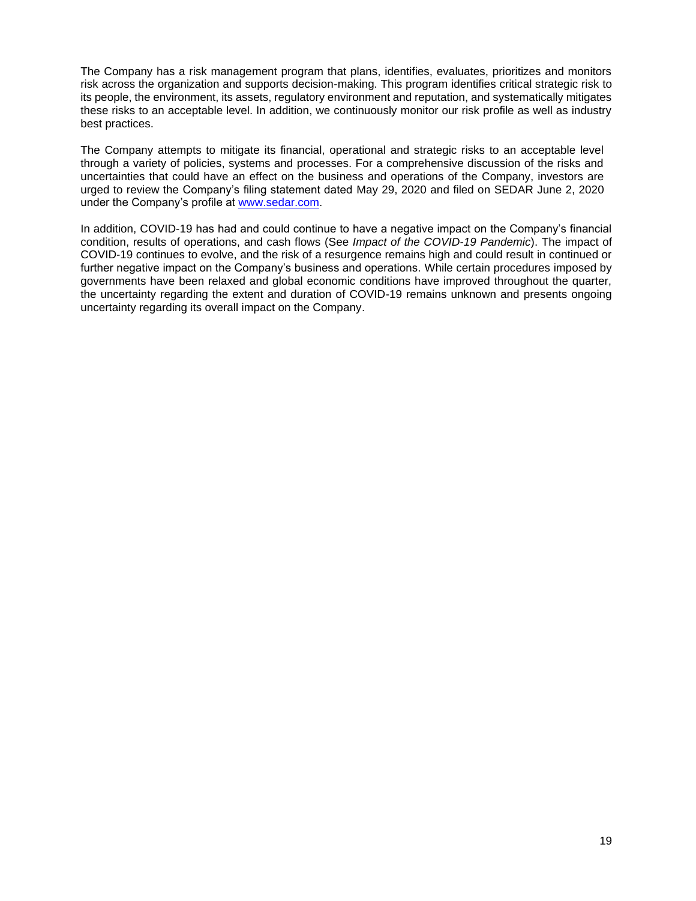The Company has a risk management program that plans, identifies, evaluates, prioritizes and monitors risk across the organization and supports decision-making. This program identifies critical strategic risk to its people, the environment, its assets, regulatory environment and reputation, and systematically mitigates these risks to an acceptable level. In addition, we continuously monitor our risk profile as well as industry best practices.

The Company attempts to mitigate its financial, operational and strategic risks to an acceptable level through a variety of policies, systems and processes. For a comprehensive discussion of the risks and uncertainties that could have an effect on the business and operations of the Company, investors are urged to review the Company's filing statement dated May 29, 2020 and filed on SEDAR June 2, 2020 under the Company's profile at [www.sedar.com](http://www.sedar.com).

In addition, COVID-19 has had and could continue to have a negative impact on the Company's financial condition, results of operations, and cash flows (See *Impact of the COVID-19 Pandemic*). The impact of COVID-19 continues to evolve, and the risk of a resurgence remains high and could result in continued or further negative impact on the Company's business and operations. While certain procedures imposed by governments have been relaxed and global economic conditions have improved throughout the quarter, the uncertainty regarding the extent and duration of COVID-19 remains unknown and presents ongoing uncertainty regarding its overall impact on the Company.